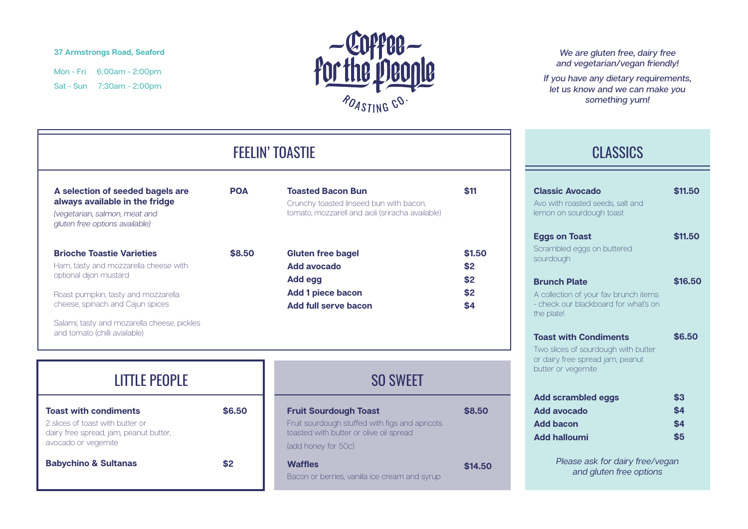**37 Armstrongs Road, Seaford**

Mon - Fri 6:00am - 2:00pm
Sat - Sun 7:30am - 2:00pm

# Coffee for the People

ROASTING CO.

*We are gluten free, dairy free and vegetarian/vegan friendly!*

*If you have any dietary requirements, let us know and we can make you something yum!*

## FEELIN' TOASTIE

**A selection of seeded bagels are always available in the fridge** — **POA**
*(vegetarian, salmon, meat and gluten free options available)*

**Brioche Toastie Varieties** — **$8.50**

Ham, tasty and mozzarella cheese with optional dijon mustard

Roast pumpkin, tasty and mozzarella cheese, spinach and Cajun spices

Salami, tasty and mozarella cheese, pickles and tomato (chilli available)

**Toasted Bacon Bun** — **$11**
Crunchy toasted linseed bun with bacon, tomato, mozzarell and aioli (sriracha available)

| Item | Price |
| --- | --- |
| **Gluten free bagel** | **$1.50** |
| **Add avocado** | **$2** |
| **Add egg** | **$2** |
| **Add 1 piece bacon** | **$2** |
| **Add full serve bacon** | **$4** |

## LITTLE PEOPLE

**Toast with condiments** — **$6.50**
2 slices of toast with butter or dairy free spread, jam, peanut butter, avocado or vegemite

**Babychino & Sultanas** — **$2**

## SO SWEET

**Fruit Sourdough Toast** — **$8.50**
Fruit sourdough stuffed with figs and apricots toasted with butter or olive oil spread

(add honey for 50c)

**Waffles** — **$14.50**
Bacon or berries, vanilla ice cream and syrup

## CLASSICS

**Classic Avocado** — **$11.50**
Avo with roasted seeds, salt and lemon on sourdough toast

**Eggs on Toast** — **$11.50**
Scrambled eggs on buttered sourdough

**Brunch Plate** — **$16.50**
A collection of your fav brunch items - check our blackboard for what's on the plate!

**Toast with Condiments** — **$6.50**
Two slices of sourdough with butter or dairy free spread jam, peanut butter or vegemite

| Item | Price |
| --- | --- |
| **Add scrambled eggs** | **$3** |
| **Add avocado** | **$4** |
| **Add bacon** | **$4** |
| **Add halloumi** | **$5** |

*Please ask for dairy free/vegan and gluten free options*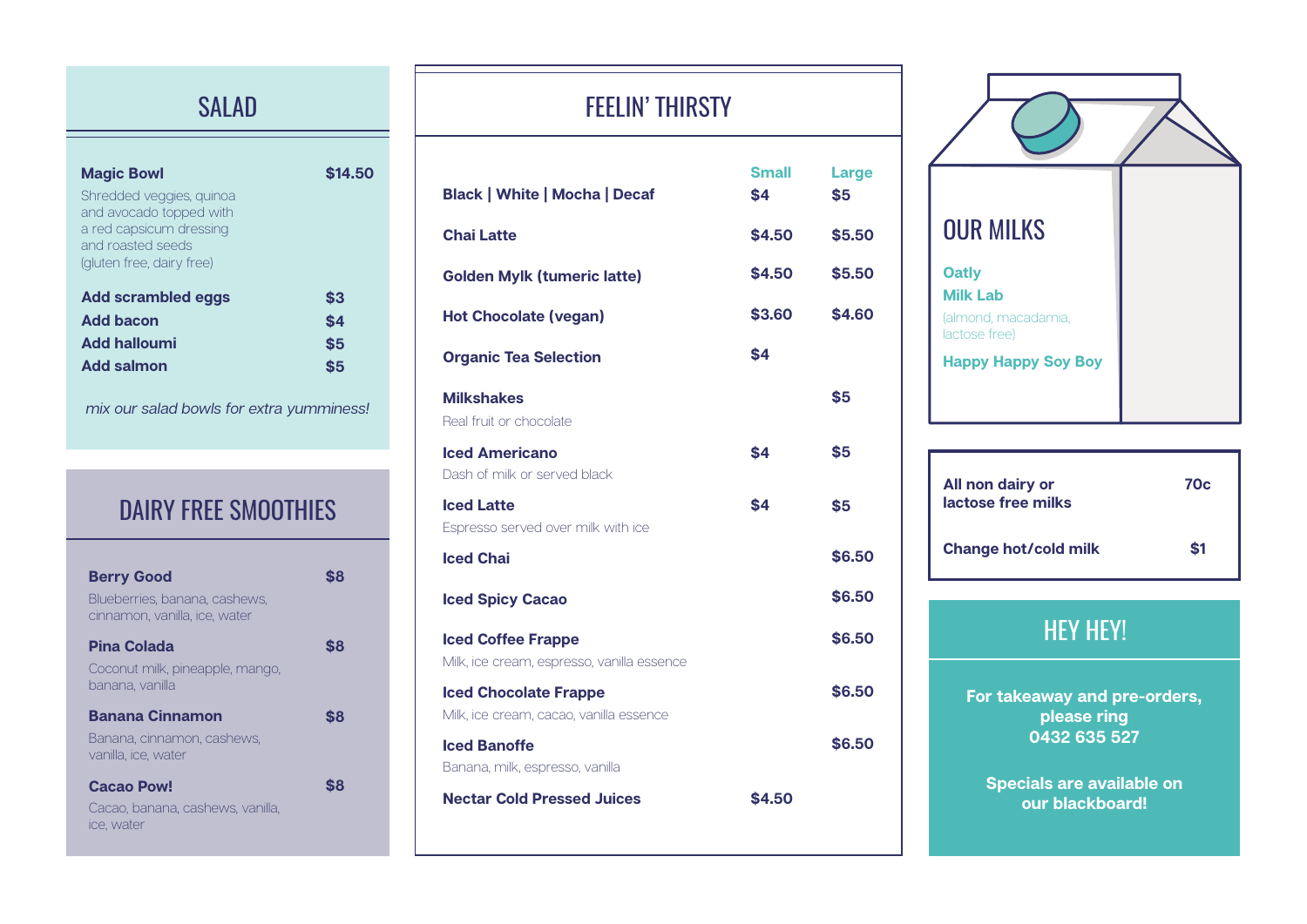## SALAD

**Magic Bowl** — $14.50

Shredded veggies, quinoa and avocado topped with a red capsicum dressing and roasted seeds (gluten free, dairy free)

| | |
|---|---|
| **Add scrambled eggs** | $3 |
| **Add bacon** | $4 |
| **Add halloumi** | $5 |
| **Add salmon** | $5 |

*mix our salad bowls for extra yumminess!*

## DAIRY FREE SMOOTHIES

**Berry Good** — $8

Blueberries, banana, cashews, cinnamon, vanilla, ice, water

**Pina Colada** — $8

Coconut milk, pineapple, mango, banana, vanilla

**Banana Cinnamon** — $8

Banana, cinnamon, cashews, vanilla, ice, water

**Cacao Pow!** — $8

Cacao, banana, cashews, vanilla, ice, water

## FEELIN' THIRSTY

| | Small | Large |
|---|---|---|
| **Black \| White \| Mocha \| Decaf** | $4 | $5 |
| **Chai Latte** | $4.50 | $5.50 |
| **Golden Mylk (tumeric latte)** | $4.50 | $5.50 |
| **Hot Chocolate (vegan)** | $3.60 | $4.60 |
| **Organic Tea Selection** | $4 | |
| **Milkshakes**<br>Real fruit or chocolate | | $5 |
| **Iced Americano**<br>Dash of milk or served black | $4 | $5 |
| **Iced Latte**<br>Espresso served over milk with ice | $4 | $5 |
| **Iced Chai** | | $6.50 |
| **Iced Spicy Cacao** | | $6.50 |
| **Iced Coffee Frappe**<br>Milk, ice cream, espresso, vanilla essence | | $6.50 |
| **Iced Chocolate Frappe**<br>Milk, ice cream, cacao, vanilla essence | | $6.50 |
| **Iced Banoffe**<br>Banana, milk, espresso, vanilla | | $6.50 |
| **Nectar Cold Pressed Juices** | $4.50 | |

## OUR MILKS

**Oatly**

**Milk Lab**

(almond, macadamia, lactose free)

**Happy Happy Soy Boy**

| | |
|---|---|
| **All non dairy or lactose free milks** | 70c |
| **Change hot/cold milk** | $1 |

## HEY HEY!

**For takeaway and pre-orders, please ring 0432 635 527**

**Specials are available on our blackboard!**